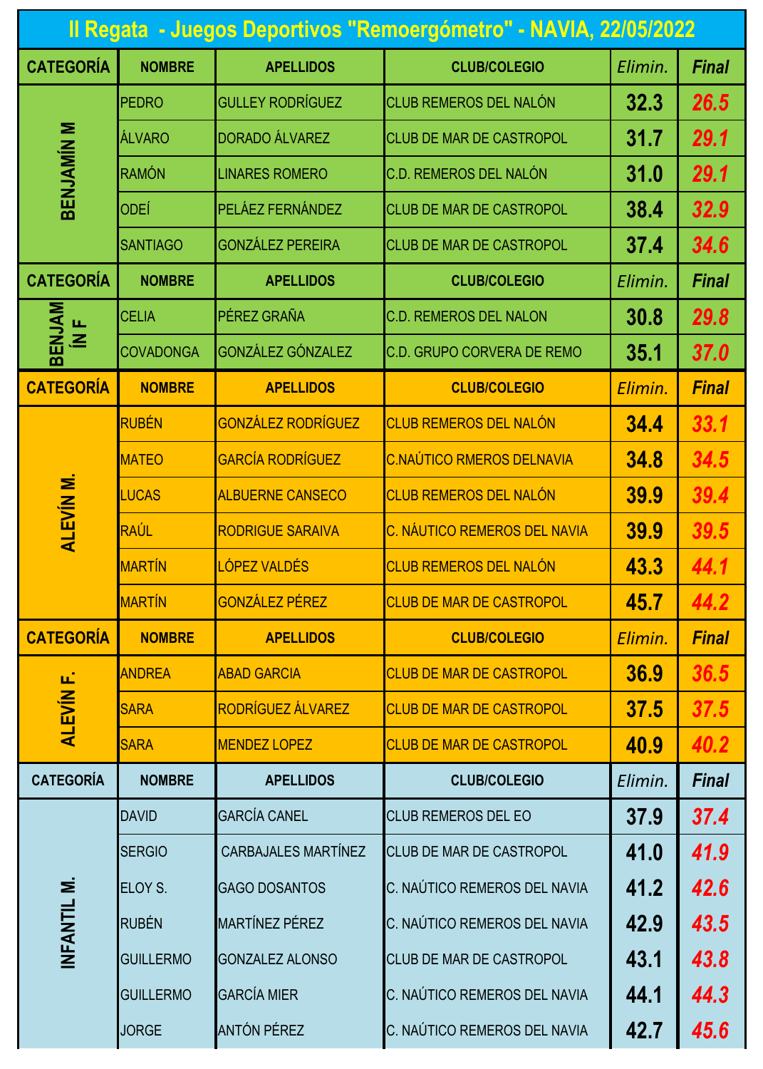# II Regata - Juegos Deportivos "Remoergómetro" - NAVIA, 22/05/2022

| CATEGORÍA | NOMBRE | APELLIDOS | CLUB/COLEGIO | Elimin. | Final |
|---|---|---|---|---|---|
| BENJAMÍN M | PEDRO | GULLEY RODRÍGUEZ | CLUB REMEROS DEL NALÓN | 32.3 | 26.5 |
| | ÁLVARO | DORADO ÁLVAREZ | CLUB DE MAR DE CASTROPOL | 31.7 | 29.1 |
| | RAMÓN | LINARES ROMERO | C.D. REMEROS DEL NALÓN | 31.0 | 29.1 |
| | ODEÍ | PELÁEZ FERNÁNDEZ | CLUB DE MAR DE CASTROPOL | 38.4 | 32.9 |
| | SANTIAGO | GONZÁLEZ PEREIRA | CLUB DE MAR DE CASTROPOL | 37.4 | 34.6 |

| CATEGORÍA | NOMBRE | APELLIDOS | CLUB/COLEGIO | Elimin. | Final |
|---|---|---|---|---|---|
| BENJAMÍN F | CELIA | PÉREZ GRAÑA | C.D. REMEROS DEL NALON | 30.8 | 29.8 |
| | COVADONGA | GONZÁLEZ GÓNZALEZ | C.D. GRUPO CORVERA DE REMO | 35.1 | 37.0 |

| CATEGORÍA | NOMBRE | APELLIDOS | CLUB/COLEGIO | Elimin. | Final |
|---|---|---|---|---|---|
| ALEVÍN M. | RUBÉN | GONZÁLEZ RODRÍGUEZ | CLUB REMEROS DEL NALÓN | 34.4 | 33.1 |
| | MATEO | GARCÍA RODRÍGUEZ | C.NAÚTICO RMEROS DELNAVIA | 34.8 | 34.5 |
| | LUCAS | ALBUERNE CANSECO | CLUB REMEROS DEL NALÓN | 39.9 | 39.4 |
| | RAÚL | RODRIGUE SARAIVA | C. NÁUTICO REMEROS DEL NAVIA | 39.9 | 39.5 |
| | MARTÍN | LÓPEZ VALDÉS | CLUB REMEROS DEL NALÓN | 43.3 | 44.1 |
| | MARTÍN | GONZÁLEZ PÉREZ | CLUB DE MAR DE CASTROPOL | 45.7 | 44.2 |

| CATEGORÍA | NOMBRE | APELLIDOS | CLUB/COLEGIO | Elimin. | Final |
|---|---|---|---|---|---|
| ALEVÍN F. | ANDREA | ABAD GARCIA | CLUB DE MAR DE CASTROPOL | 36.9 | 36.5 |
| | SARA | RODRÍGUEZ ÁLVAREZ | CLUB DE MAR DE CASTROPOL | 37.5 | 37.5 |
| | SARA | MENDEZ LOPEZ | CLUB DE MAR DE CASTROPOL | 40.9 | 40.2 |

| CATEGORÍA | NOMBRE | APELLIDOS | CLUB/COLEGIO | Elimin. | Final |
|---|---|---|---|---|---|
| INFANTIL M. | DAVID | GARCÍA CANEL | CLUB REMEROS DEL EO | 37.9 | 37.4 |
| | SERGIO | CARBAJALES MARTÍNEZ | CLUB DE MAR DE CASTROPOL | 41.0 | 41.9 |
| | ELOY S. | GAGO DOSANTOS | C. NAÚTICO REMEROS DEL NAVIA | 41.2 | 42.6 |
| | RUBÉN | MARTÍNEZ PÉREZ | C. NAÚTICO REMEROS DEL NAVIA | 42.9 | 43.5 |
| | GUILLERMO | GONZALEZ ALONSO | CLUB DE MAR DE CASTROPOL | 43.1 | 43.8 |
| | GUILLERMO | GARCÍA MIER | C. NAÚTICO REMEROS DEL NAVIA | 44.1 | 44.3 |
| | JORGE | ANTÓN PÉREZ | C. NAÚTICO REMEROS DEL NAVIA | 42.7 | 45.6 |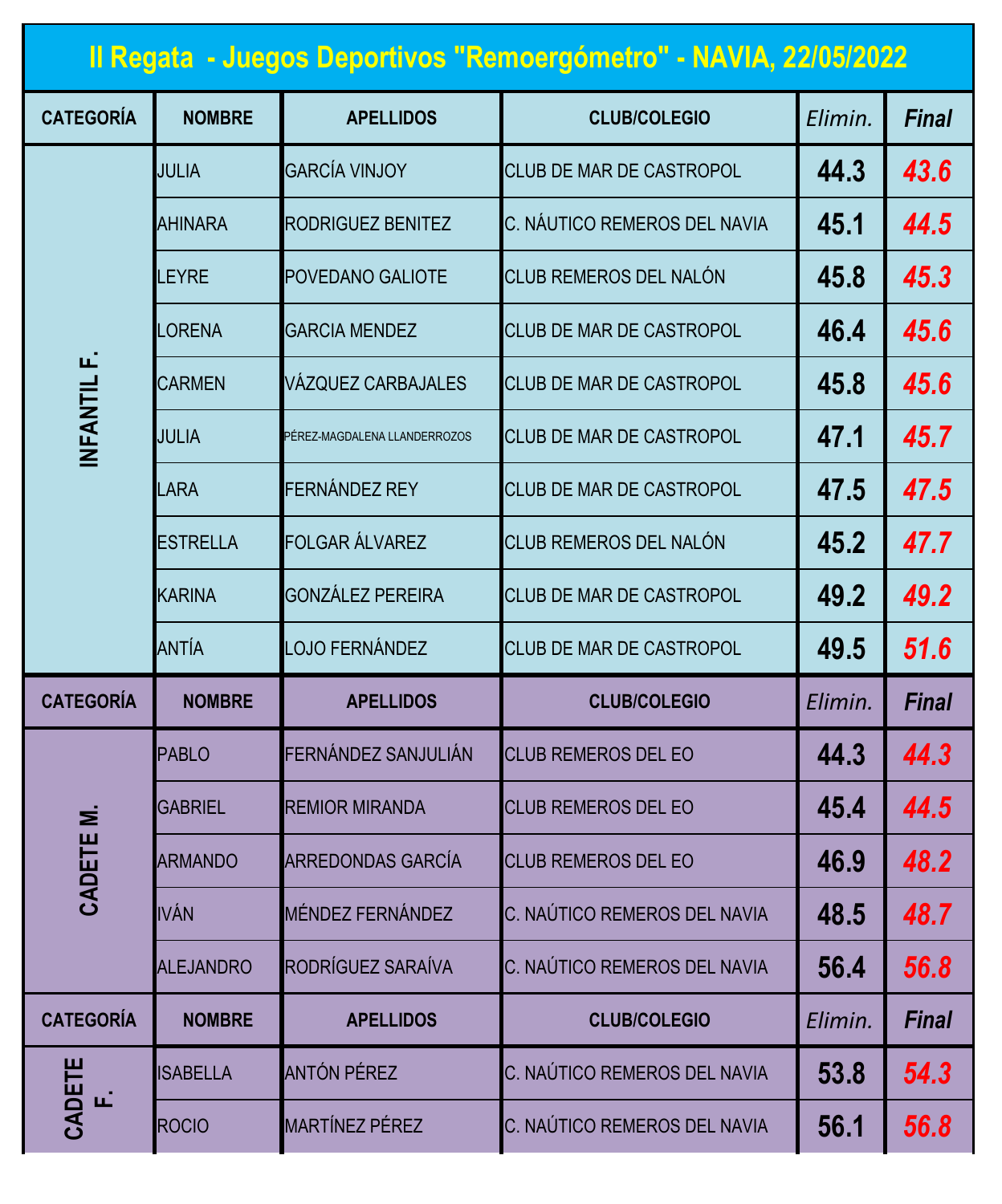# II Regata - Juegos Deportivos "Remoergómetro" - NAVIA, 22/05/2022

| CATEGORÍA | NOMBRE | APELLIDOS | CLUB/COLEGIO | *Elimin.* | ***Final*** |
|---|---|---|---|---|---|
| INFANTIL F. | JULIA | GARCÍA VINJOY | CLUB DE MAR DE CASTROPOL | **44.3** | ***43.6*** |
| | AHINARA | RODRIGUEZ BENITEZ | C. NÁUTICO REMEROS DEL NAVIA | **45.1** | ***44.5*** |
| | LEYRE | POVEDANO GALIOTE | CLUB REMEROS DEL NALÓN | **45.8** | ***45.3*** |
| | LORENA | GARCIA MENDEZ | CLUB DE MAR DE CASTROPOL | **46.4** | ***45.6*** |
| | CARMEN | VÁZQUEZ CARBAJALES | CLUB DE MAR DE CASTROPOL | **45.8** | ***45.6*** |
| | JULIA | PÉREZ-MAGDALENA LLANDERROZOS | CLUB DE MAR DE CASTROPOL | **47.1** | ***45.7*** |
| | LARA | FERNÁNDEZ REY | CLUB DE MAR DE CASTROPOL | **47.5** | ***47.5*** |
| | ESTRELLA | FOLGAR ÁLVAREZ | CLUB REMEROS DEL NALÓN | **45.2** | ***47.7*** |
| | KARINA | GONZÁLEZ PEREIRA | CLUB DE MAR DE CASTROPOL | **49.2** | ***49.2*** |
| | ANTÍA | LOJO FERNÁNDEZ | CLUB DE MAR DE CASTROPOL | **49.5** | ***51.6*** |
| **CATEGORÍA** | **NOMBRE** | **APELLIDOS** | **CLUB/COLEGIO** | *Elimin.* | ***Final*** |
| CADETE M. | PABLO | FERNÁNDEZ SANJULIÁN | CLUB REMEROS DEL EO | **44.3** | ***44.3*** |
| | GABRIEL | REMIOR MIRANDA | CLUB REMEROS DEL EO | **45.4** | ***44.5*** |
| | ARMANDO | ARREDONDAS GARCÍA | CLUB REMEROS DEL EO | **46.9** | ***48.2*** |
| | IVÁN | MÉNDEZ FERNÁNDEZ | C. NAÚTICO REMEROS DEL NAVIA | **48.5** | ***48.7*** |
| | ALEJANDRO | RODRÍGUEZ SARAÍVA | C. NAÚTICO REMEROS DEL NAVIA | **56.4** | ***56.8*** |
| **CATEGORÍA** | **NOMBRE** | **APELLIDOS** | **CLUB/COLEGIO** | *Elimin.* | ***Final*** |
| CADETE F. | ISABELLA | ANTÓN PÉREZ | C. NAÚTICO REMEROS DEL NAVIA | **53.8** | ***54.3*** |
| | ROCIO | MARTÍNEZ PÉREZ | C. NAÚTICO REMEROS DEL NAVIA | **56.1** | ***56.8*** |